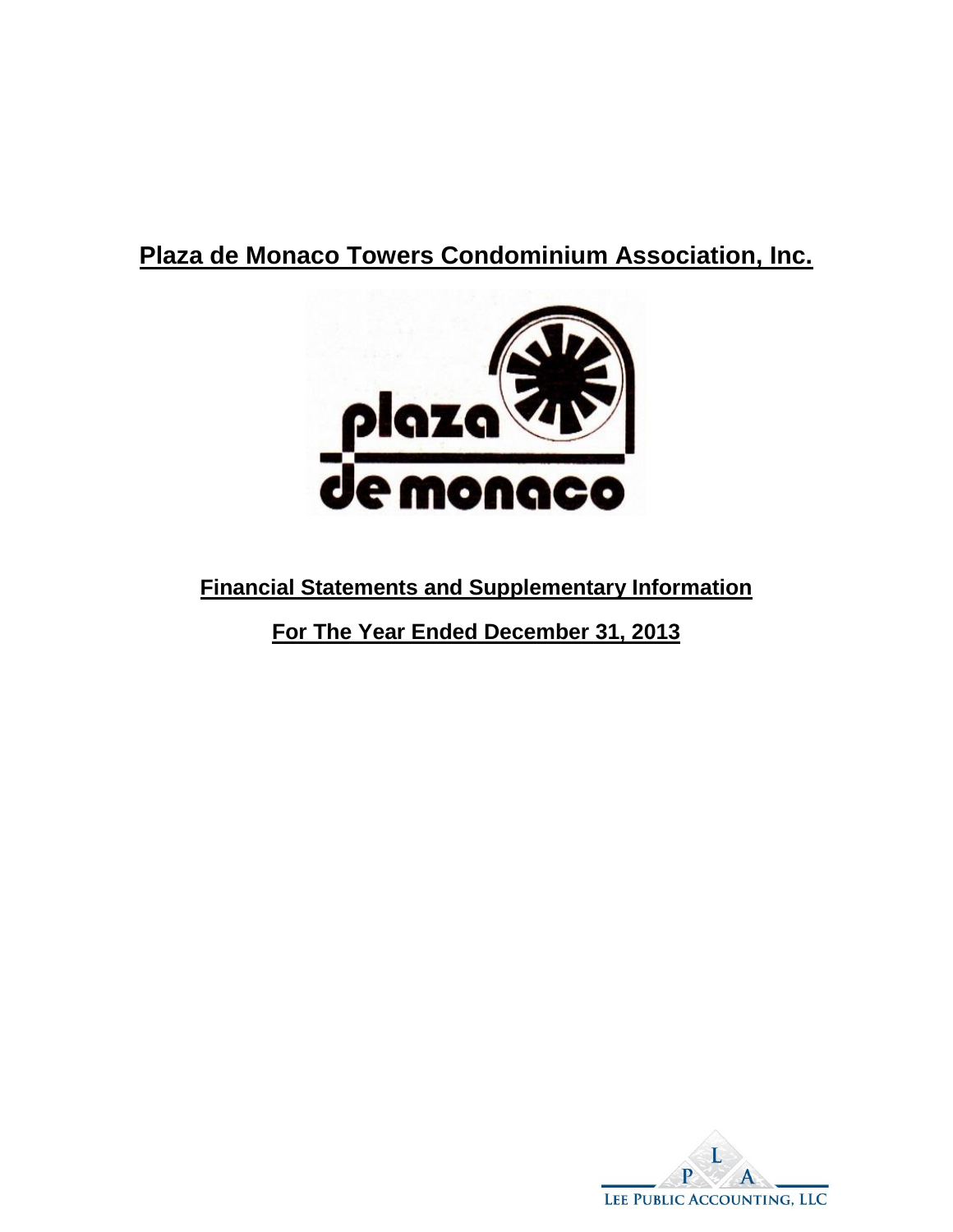# Plaza de Monaco Towers Condominium Association, Inc.

plaza de monaco

## Financial Statements and Supplementary Information

## For The Year Ended December 31, 2013

LEE PUBLIC ACCOUNTING, LLC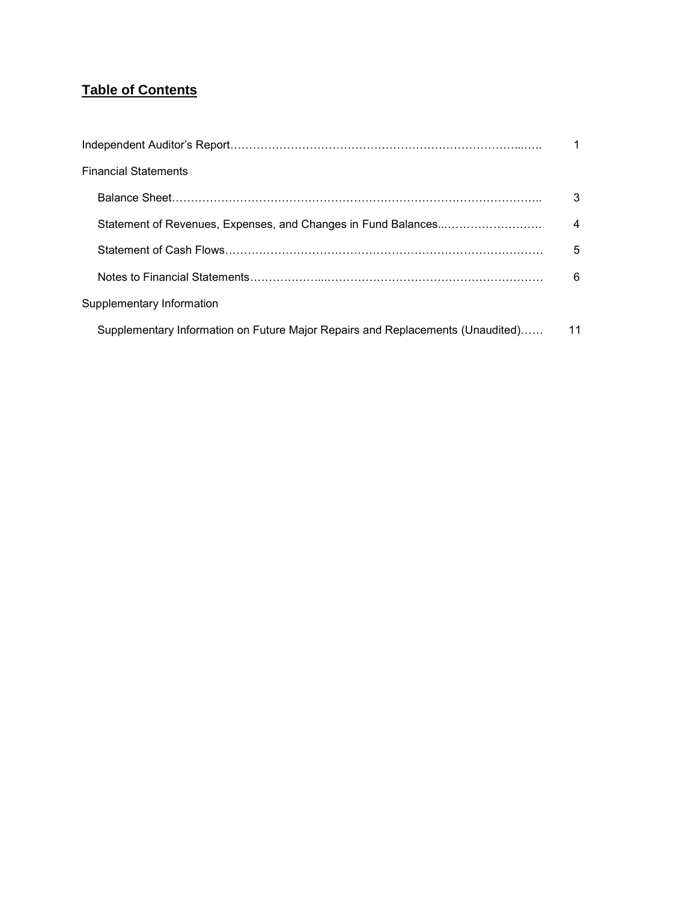# Table of Contents

| | |
|---|---|
| Independent Auditor's Report | 1 |
| Financial Statements | |
| Balance Sheet | 3 |
| Statement of Revenues, Expenses, and Changes in Fund Balances | 4 |
| Statement of Cash Flows | 5 |
| Notes to Financial Statements | 6 |
| Supplementary Information | |
| Supplementary Information on Future Major Repairs and Replacements (Unaudited) | 11 |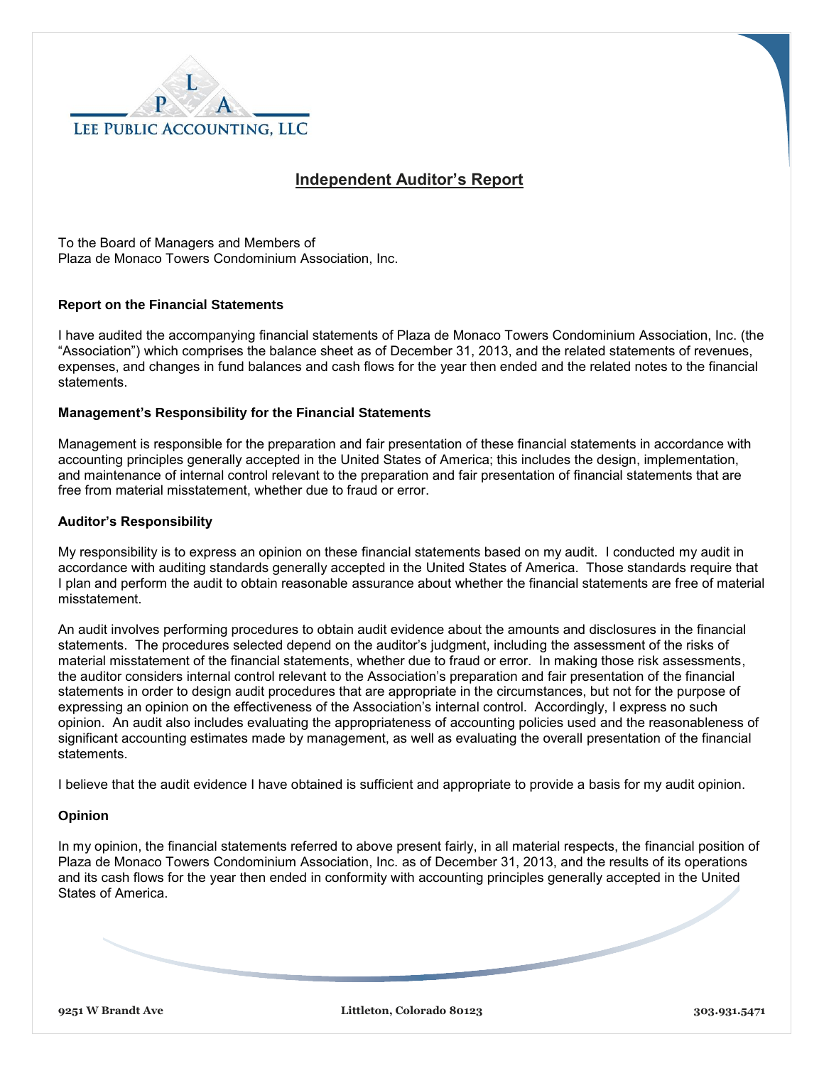LEE PUBLIC ACCOUNTING, LLC

## Independent Auditor's Report

To the Board of Managers and Members of
Plaza de Monaco Towers Condominium Association, Inc.

### Report on the Financial Statements

I have audited the accompanying financial statements of Plaza de Monaco Towers Condominium Association, Inc. (the "Association") which comprises the balance sheet as of December 31, 2013, and the related statements of revenues, expenses, and changes in fund balances and cash flows for the year then ended and the related notes to the financial statements.

### Management's Responsibility for the Financial Statements

Management is responsible for the preparation and fair presentation of these financial statements in accordance with accounting principles generally accepted in the United States of America; this includes the design, implementation, and maintenance of internal control relevant to the preparation and fair presentation of financial statements that are free from material misstatement, whether due to fraud or error.

### Auditor's Responsibility

My responsibility is to express an opinion on these financial statements based on my audit. I conducted my audit in accordance with auditing standards generally accepted in the United States of America. Those standards require that I plan and perform the audit to obtain reasonable assurance about whether the financial statements are free of material misstatement.

An audit involves performing procedures to obtain audit evidence about the amounts and disclosures in the financial statements. The procedures selected depend on the auditor's judgment, including the assessment of the risks of material misstatement of the financial statements, whether due to fraud or error. In making those risk assessments, the auditor considers internal control relevant to the Association's preparation and fair presentation of the financial statements in order to design audit procedures that are appropriate in the circumstances, but not for the purpose of expressing an opinion on the effectiveness of the Association's internal control. Accordingly, I express no such opinion. An audit also includes evaluating the appropriateness of accounting policies used and the reasonableness of significant accounting estimates made by management, as well as evaluating the overall presentation of the financial statements.

I believe that the audit evidence I have obtained is sufficient and appropriate to provide a basis for my audit opinion.

### Opinion

In my opinion, the financial statements referred to above present fairly, in all material respects, the financial position of Plaza de Monaco Towers Condominium Association, Inc. as of December 31, 2013, and the results of its operations and its cash flows for the year then ended in conformity with accounting principles generally accepted in the United States of America.

9251 W Brandt Ave Littleton, Colorado 80123 303.931.5471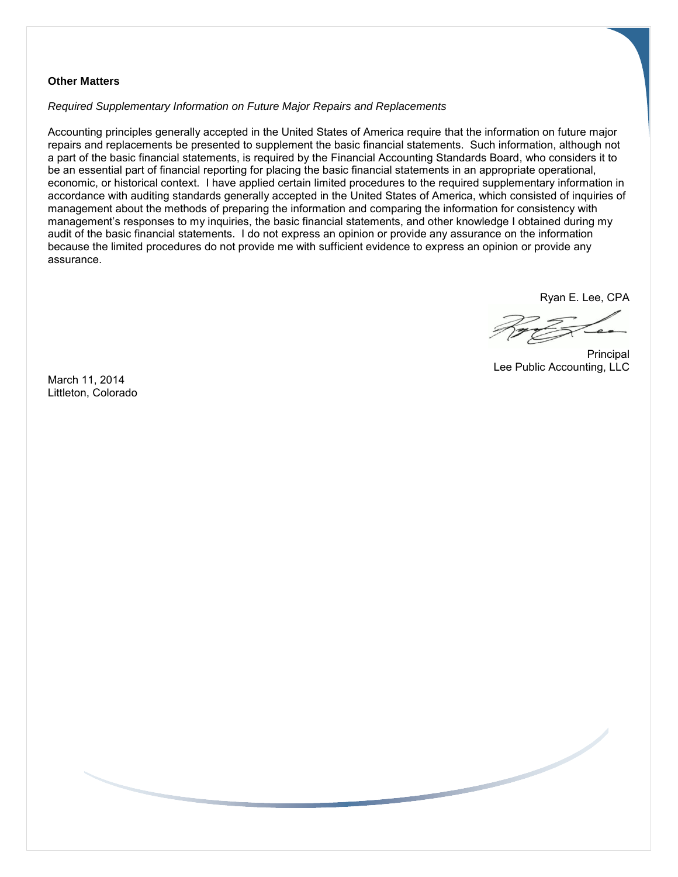**Other Matters**

*Required Supplementary Information on Future Major Repairs and Replacements*

Accounting principles generally accepted in the United States of America require that the information on future major repairs and replacements be presented to supplement the basic financial statements. Such information, although not a part of the basic financial statements, is required by the Financial Accounting Standards Board, who considers it to be an essential part of financial reporting for placing the basic financial statements in an appropriate operational, economic, or historical context. I have applied certain limited procedures to the required supplementary information in accordance with auditing standards generally accepted in the United States of America, which consisted of inquiries of management about the methods of preparing the information and comparing the information for consistency with management's responses to my inquiries, the basic financial statements, and other knowledge I obtained during my audit of the basic financial statements. I do not express an opinion or provide any assurance on the information because the limited procedures do not provide me with sufficient evidence to express an opinion or provide any assurance.

Ryan E. Lee, CPA

Principal
Lee Public Accounting, LLC

March 11, 2014
Littleton, Colorado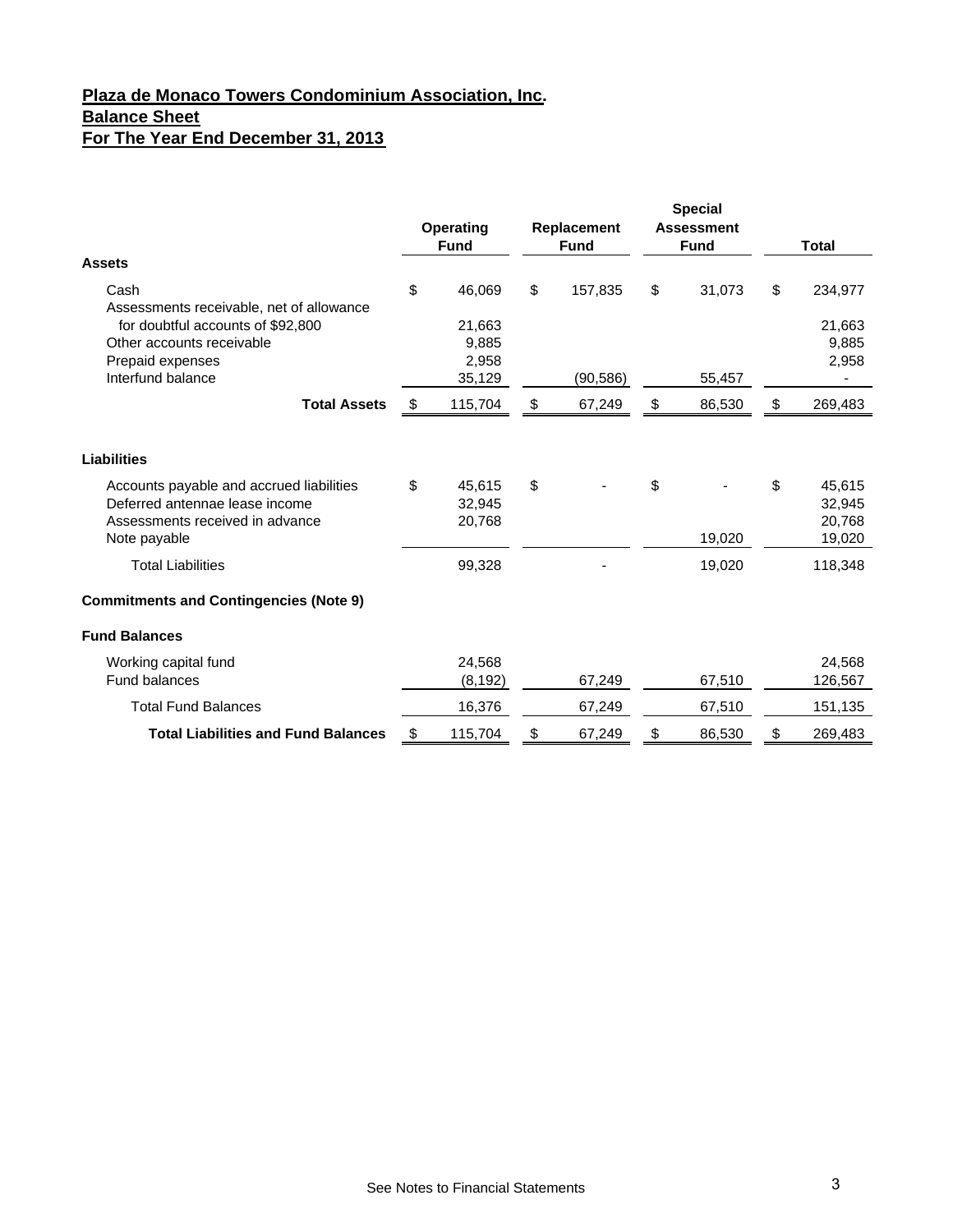**Plaza de Monaco Towers Condominium Association, Inc.**
**Balance Sheet**
**For The Year End December 31, 2013**

| | Operating Fund | Replacement Fund | Special Assessment Fund | Total |
|---|---|---|---|---|
| **Assets** | | | | |
| Cash | $ 46,069 | $ 157,835 | $ 31,073 | $ 234,977 |
| Assessments receivable, net of allowance for doubtful accounts of $92,800 | 21,663 | | | 21,663 |
| Other accounts receivable | 9,885 | | | 9,885 |
| Prepaid expenses | 2,958 | | | 2,958 |
| Interfund balance | 35,129 | (90,586) | 55,457 | - |
| **Total Assets** | $ 115,704 | $ 67,249 | $ 86,530 | $ 269,483 |
| **Liabilities** | | | | |
| Accounts payable and accrued liabilities | $ 45,615 | $ - | $ - | $ 45,615 |
| Deferred antennae lease income | 32,945 | | | 32,945 |
| Assessments received in advance | 20,768 | | | 20,768 |
| Note payable | | | 19,020 | 19,020 |
| Total Liabilities | 99,328 | - | 19,020 | 118,348 |
| **Commitments and Contingencies (Note 9)** | | | | |
| **Fund Balances** | | | | |
| Working capital fund | 24,568 | | | 24,568 |
| Fund balances | (8,192) | 67,249 | 67,510 | 126,567 |
| Total Fund Balances | 16,376 | 67,249 | 67,510 | 151,135 |
| **Total Liabilities and Fund Balances** | $ 115,704 | $ 67,249 | $ 86,530 | $ 269,483 |

See Notes to Financial Statements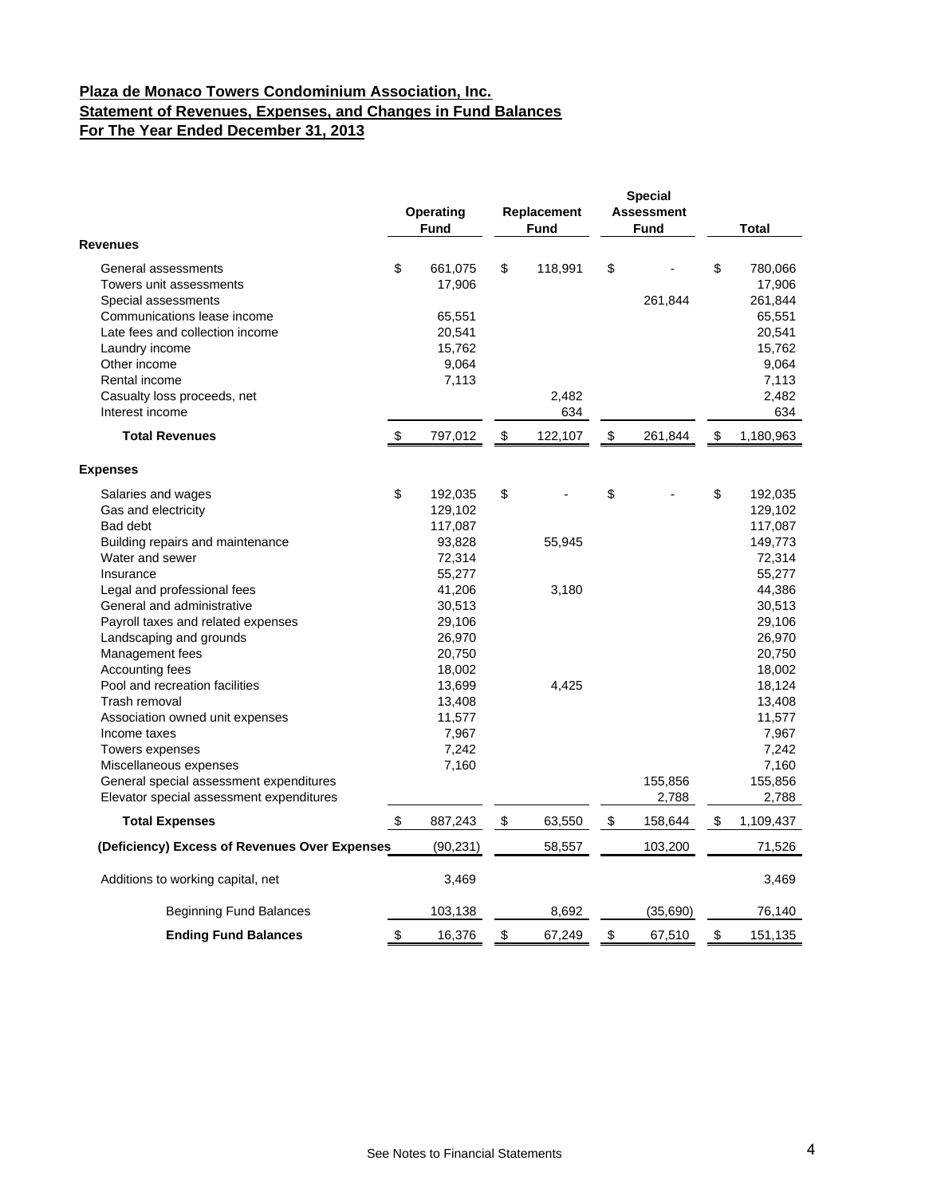**Plaza de Monaco Towers Condominium Association, Inc.**
**Statement of Revenues, Expenses, and Changes in Fund Balances**
**For The Year Ended December 31, 2013**

| | Operating Fund | Replacement Fund | Special Assessment Fund | Total |
|---|---|---|---|---|
| **Revenues** | | | | |
| General assessments | $ 661,075 | $ 118,991 | $ - | $ 780,066 |
| Towers unit assessments | 17,906 | | | 17,906 |
| Special assessments | | | 261,844 | 261,844 |
| Communications lease income | 65,551 | | | 65,551 |
| Late fees and collection income | 20,541 | | | 20,541 |
| Laundry income | 15,762 | | | 15,762 |
| Other income | 9,064 | | | 9,064 |
| Rental income | 7,113 | | | 7,113 |
| Casualty loss proceeds, net | | 2,482 | | 2,482 |
| Interest income | | 634 | | 634 |
| **Total Revenues** | $ 797,012 | $ 122,107 | $ 261,844 | $ 1,180,963 |
| **Expenses** | | | | |
| Salaries and wages | $ 192,035 | $ - | $ - | $ 192,035 |
| Gas and electricity | 129,102 | | | 129,102 |
| Bad debt | 117,087 | | | 117,087 |
| Building repairs and maintenance | 93,828 | 55,945 | | 149,773 |
| Water and sewer | 72,314 | | | 72,314 |
| Insurance | 55,277 | | | 55,277 |
| Legal and professional fees | 41,206 | 3,180 | | 44,386 |
| General and administrative | 30,513 | | | 30,513 |
| Payroll taxes and related expenses | 29,106 | | | 29,106 |
| Landscaping and grounds | 26,970 | | | 26,970 |
| Management fees | 20,750 | | | 20,750 |
| Accounting fees | 18,002 | | | 18,002 |
| Pool and recreation facilities | 13,699 | 4,425 | | 18,124 |
| Trash removal | 13,408 | | | 13,408 |
| Association owned unit expenses | 11,577 | | | 11,577 |
| Income taxes | 7,967 | | | 7,967 |
| Towers expenses | 7,242 | | | 7,242 |
| Miscellaneous expenses | 7,160 | | | 7,160 |
| General special assessment expenditures | | | 155,856 | 155,856 |
| Elevator special assessment expenditures | | | 2,788 | 2,788 |
| **Total Expenses** | $ 887,243 | $ 63,550 | $ 158,644 | $ 1,109,437 |
| **(Deficiency) Excess of Revenues Over Expenses** | (90,231) | 58,557 | 103,200 | 71,526 |
| Additions to working capital, net | 3,469 | | | 3,469 |
| Beginning Fund Balances | 103,138 | 8,692 | (35,690) | 76,140 |
| **Ending Fund Balances** | $ 16,376 | $ 67,249 | $ 67,510 | $ 151,135 |

See Notes to Financial Statements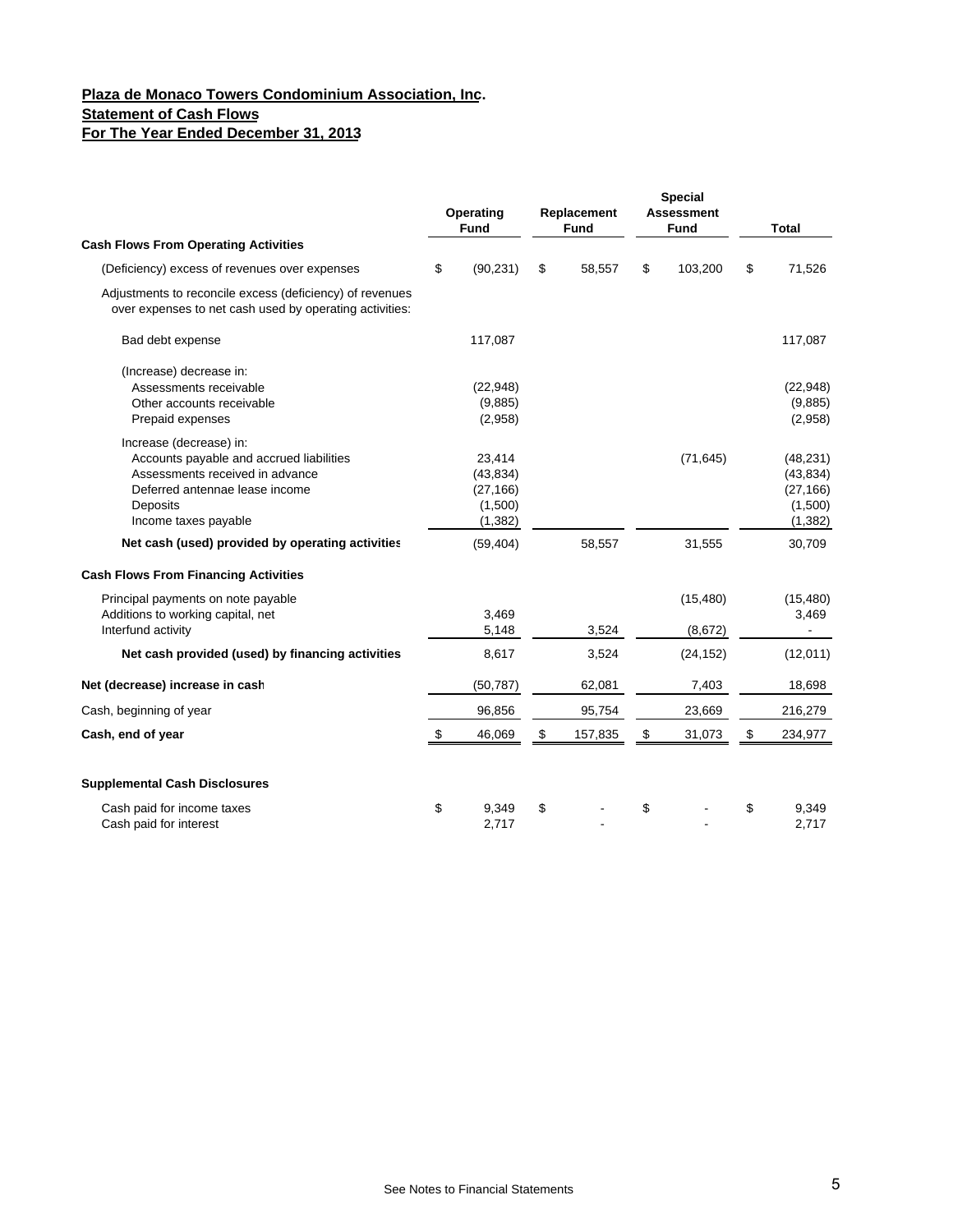**Plaza de Monaco Towers Condominium Association, Inc.**
**Statement of Cash Flows**
**For The Year Ended December 31, 2013**

| | Operating Fund | Replacement Fund | Special Assessment Fund | Total |
|---|---|---|---|---|
| **Cash Flows From Operating Activities** | | | | |
| (Deficiency) excess of revenues over expenses | $ (90,231) | $ 58,557 | $ 103,200 | $ 71,526 |
| Adjustments to reconcile excess (deficiency) of revenues over expenses to net cash used by operating activities: | | | | |
| Bad debt expense | 117,087 | | | 117,087 |
| (Increase) decrease in: | | | | |
| Assessments receivable | (22,948) | | | (22,948) |
| Other accounts receivable | (9,885) | | | (9,885) |
| Prepaid expenses | (2,958) | | | (2,958) |
| Increase (decrease) in: | | | | |
| Accounts payable and accrued liabilities | 23,414 | | (71,645) | (48,231) |
| Assessments received in advance | (43,834) | | | (43,834) |
| Deferred antennae lease income | (27,166) | | | (27,166) |
| Deposits | (1,500) | | | (1,500) |
| Income taxes payable | (1,382) | | | (1,382) |
| **Net cash (used) provided by operating activities** | (59,404) | 58,557 | 31,555 | 30,709 |
| **Cash Flows From Financing Activities** | | | | |
| Principal payments on note payable | | | (15,480) | (15,480) |
| Additions to working capital, net | 3,469 | | | 3,469 |
| Interfund activity | 5,148 | 3,524 | (8,672) | - |
| **Net cash provided (used) by financing activities** | 8,617 | 3,524 | (24,152) | (12,011) |
| **Net (decrease) increase in cash** | (50,787) | 62,081 | 7,403 | 18,698 |
| Cash, beginning of year | 96,856 | 95,754 | 23,669 | 216,279 |
| **Cash, end of year** | $ 46,069 | $ 157,835 | $ 31,073 | $ 234,977 |
| **Supplemental Cash Disclosures** | | | | |
| Cash paid for income taxes | $ 9,349 | $ - | $ - | $ 9,349 |
| Cash paid for interest | 2,717 | - | - | 2,717 |

See Notes to Financial Statements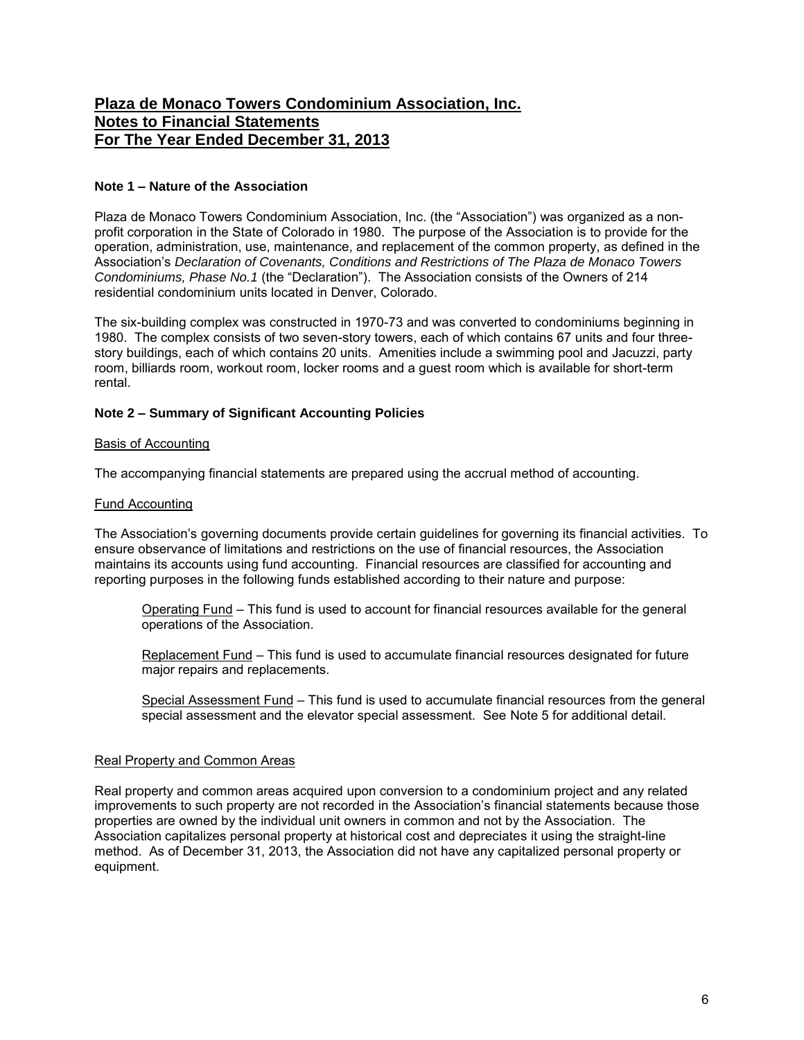# Plaza de Monaco Towers Condominium Association, Inc.
# Notes to Financial Statements
# For The Year Ended December 31, 2013

### Note 1 – Nature of the Association

Plaza de Monaco Towers Condominium Association, Inc. (the "Association") was organized as a non-profit corporation in the State of Colorado in 1980. The purpose of the Association is to provide for the operation, administration, use, maintenance, and replacement of the common property, as defined in the Association's *Declaration of Covenants, Conditions and Restrictions of The Plaza de Monaco Towers Condominiums, Phase No.1* (the "Declaration"). The Association consists of the Owners of 214 residential condominium units located in Denver, Colorado.

The six-building complex was constructed in 1970-73 and was converted to condominiums beginning in 1980. The complex consists of two seven-story towers, each of which contains 67 units and four three-story buildings, each of which contains 20 units. Amenities include a swimming pool and Jacuzzi, party room, billiards room, workout room, locker rooms and a guest room which is available for short-term rental.

### Note 2 – Summary of Significant Accounting Policies

Basis of Accounting

The accompanying financial statements are prepared using the accrual method of accounting.

Fund Accounting

The Association's governing documents provide certain guidelines for governing its financial activities. To ensure observance of limitations and restrictions on the use of financial resources, the Association maintains its accounts using fund accounting. Financial resources are classified for accounting and reporting purposes in the following funds established according to their nature and purpose:

Operating Fund – This fund is used to account for financial resources available for the general operations of the Association.

Replacement Fund – This fund is used to accumulate financial resources designated for future major repairs and replacements.

Special Assessment Fund – This fund is used to accumulate financial resources from the general special assessment and the elevator special assessment. See Note 5 for additional detail.

Real Property and Common Areas

Real property and common areas acquired upon conversion to a condominium project and any related improvements to such property are not recorded in the Association's financial statements because those properties are owned by the individual unit owners in common and not by the Association. The Association capitalizes personal property at historical cost and depreciates it using the straight-line method. As of December 31, 2013, the Association did not have any capitalized personal property or equipment.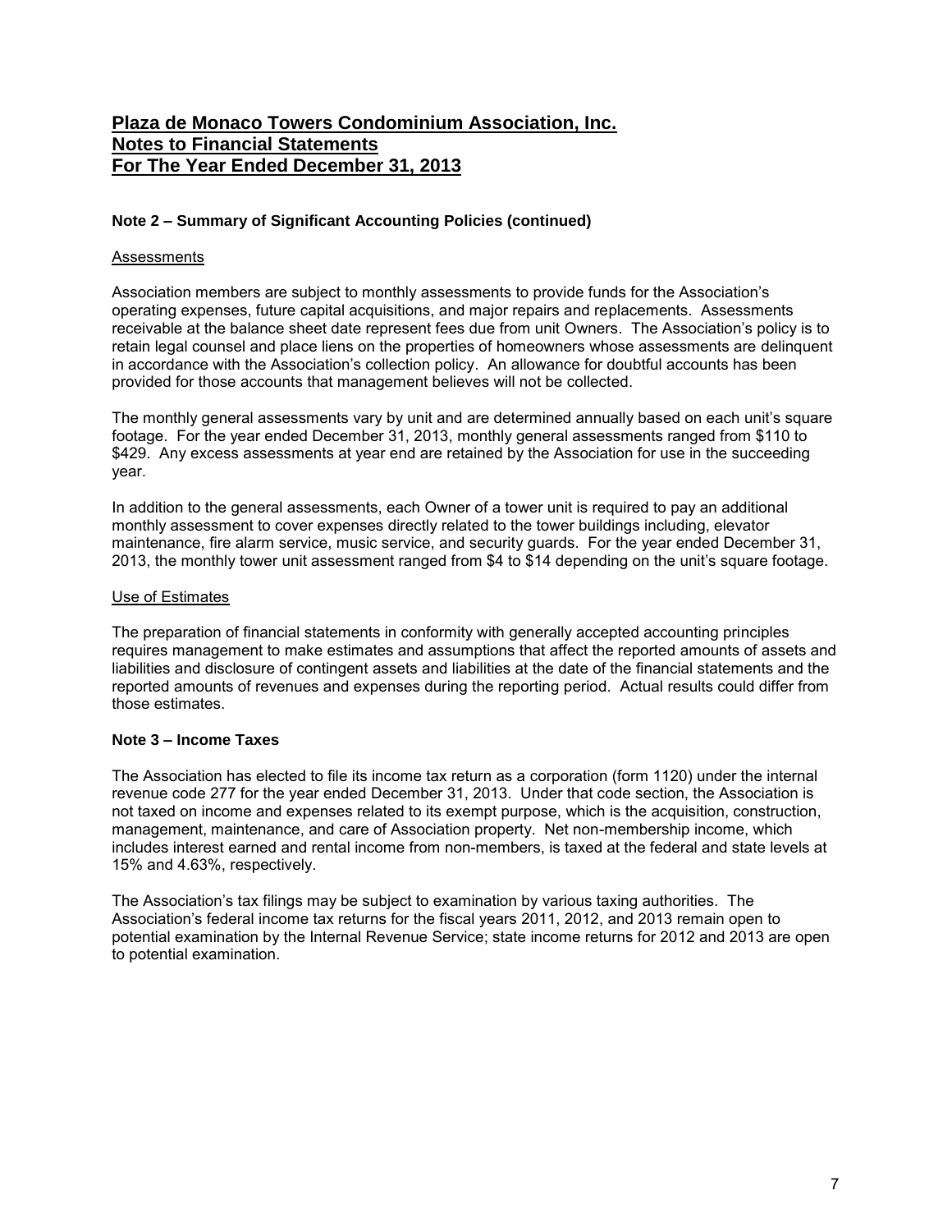# Plaza de Monaco Towers Condominium Association, Inc.
# Notes to Financial Statements
# For The Year Ended December 31, 2013

### Note 2 – Summary of Significant Accounting Policies (continued)

#### Assessments

Association members are subject to monthly assessments to provide funds for the Association's operating expenses, future capital acquisitions, and major repairs and replacements. Assessments receivable at the balance sheet date represent fees due from unit Owners. The Association's policy is to retain legal counsel and place liens on the properties of homeowners whose assessments are delinquent in accordance with the Association's collection policy. An allowance for doubtful accounts has been provided for those accounts that management believes will not be collected.

The monthly general assessments vary by unit and are determined annually based on each unit's square footage. For the year ended December 31, 2013, monthly general assessments ranged from $110 to $429. Any excess assessments at year end are retained by the Association for use in the succeeding year.

In addition to the general assessments, each Owner of a tower unit is required to pay an additional monthly assessment to cover expenses directly related to the tower buildings including, elevator maintenance, fire alarm service, music service, and security guards. For the year ended December 31, 2013, the monthly tower unit assessment ranged from $4 to $14 depending on the unit's square footage.

#### Use of Estimates

The preparation of financial statements in conformity with generally accepted accounting principles requires management to make estimates and assumptions that affect the reported amounts of assets and liabilities and disclosure of contingent assets and liabilities at the date of the financial statements and the reported amounts of revenues and expenses during the reporting period. Actual results could differ from those estimates.

### Note 3 – Income Taxes

The Association has elected to file its income tax return as a corporation (form 1120) under the internal revenue code 277 for the year ended December 31, 2013. Under that code section, the Association is not taxed on income and expenses related to its exempt purpose, which is the acquisition, construction, management, maintenance, and care of Association property. Net non-membership income, which includes interest earned and rental income from non-members, is taxed at the federal and state levels at 15% and 4.63%, respectively.

The Association's tax filings may be subject to examination by various taxing authorities. The Association's federal income tax returns for the fiscal years 2011, 2012, and 2013 remain open to potential examination by the Internal Revenue Service; state income returns for 2012 and 2013 are open to potential examination.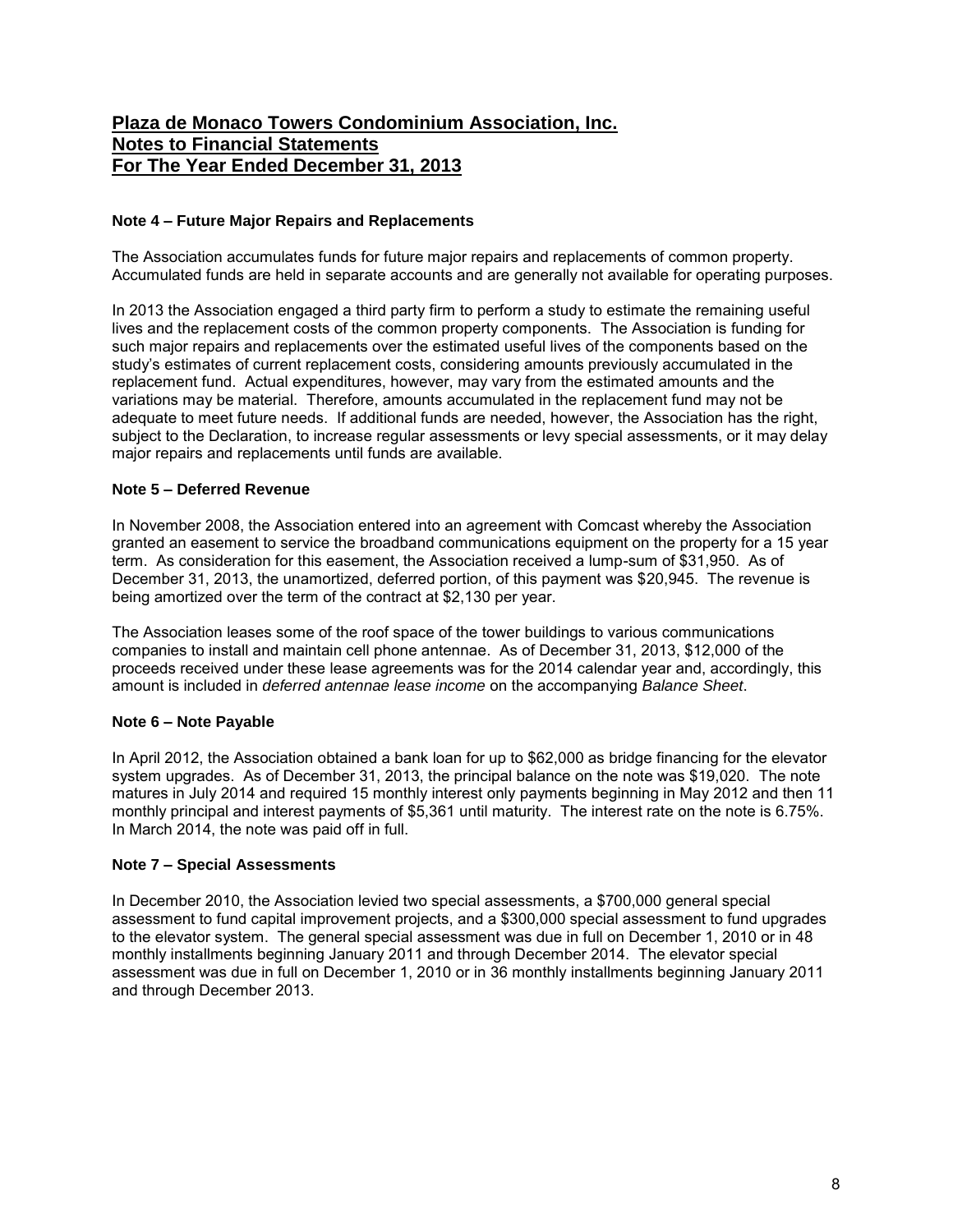# Plaza de Monaco Towers Condominium Association, Inc.
## Notes to Financial Statements
## For The Year Ended December 31, 2013

### Note 4 – Future Major Repairs and Replacements

The Association accumulates funds for future major repairs and replacements of common property. Accumulated funds are held in separate accounts and are generally not available for operating purposes.

In 2013 the Association engaged a third party firm to perform a study to estimate the remaining useful lives and the replacement costs of the common property components. The Association is funding for such major repairs and replacements over the estimated useful lives of the components based on the study's estimates of current replacement costs, considering amounts previously accumulated in the replacement fund. Actual expenditures, however, may vary from the estimated amounts and the variations may be material. Therefore, amounts accumulated in the replacement fund may not be adequate to meet future needs. If additional funds are needed, however, the Association has the right, subject to the Declaration, to increase regular assessments or levy special assessments, or it may delay major repairs and replacements until funds are available.

### Note 5 – Deferred Revenue

In November 2008, the Association entered into an agreement with Comcast whereby the Association granted an easement to service the broadband communications equipment on the property for a 15 year term. As consideration for this easement, the Association received a lump-sum of $31,950. As of December 31, 2013, the unamortized, deferred portion, of this payment was $20,945. The revenue is being amortized over the term of the contract at $2,130 per year.

The Association leases some of the roof space of the tower buildings to various communications companies to install and maintain cell phone antennae. As of December 31, 2013, $12,000 of the proceeds received under these lease agreements was for the 2014 calendar year and, accordingly, this amount is included in *deferred antennae lease income* on the accompanying *Balance Sheet*.

### Note 6 – Note Payable

In April 2012, the Association obtained a bank loan for up to $62,000 as bridge financing for the elevator system upgrades. As of December 31, 2013, the principal balance on the note was $19,020. The note matures in July 2014 and required 15 monthly interest only payments beginning in May 2012 and then 11 monthly principal and interest payments of $5,361 until maturity. The interest rate on the note is 6.75%. In March 2014, the note was paid off in full.

### Note 7 – Special Assessments

In December 2010, the Association levied two special assessments, a $700,000 general special assessment to fund capital improvement projects, and a $300,000 special assessment to fund upgrades to the elevator system. The general special assessment was due in full on December 1, 2010 or in 48 monthly installments beginning January 2011 and through December 2014. The elevator special assessment was due in full on December 1, 2010 or in 36 monthly installments beginning January 2011 and through December 2013.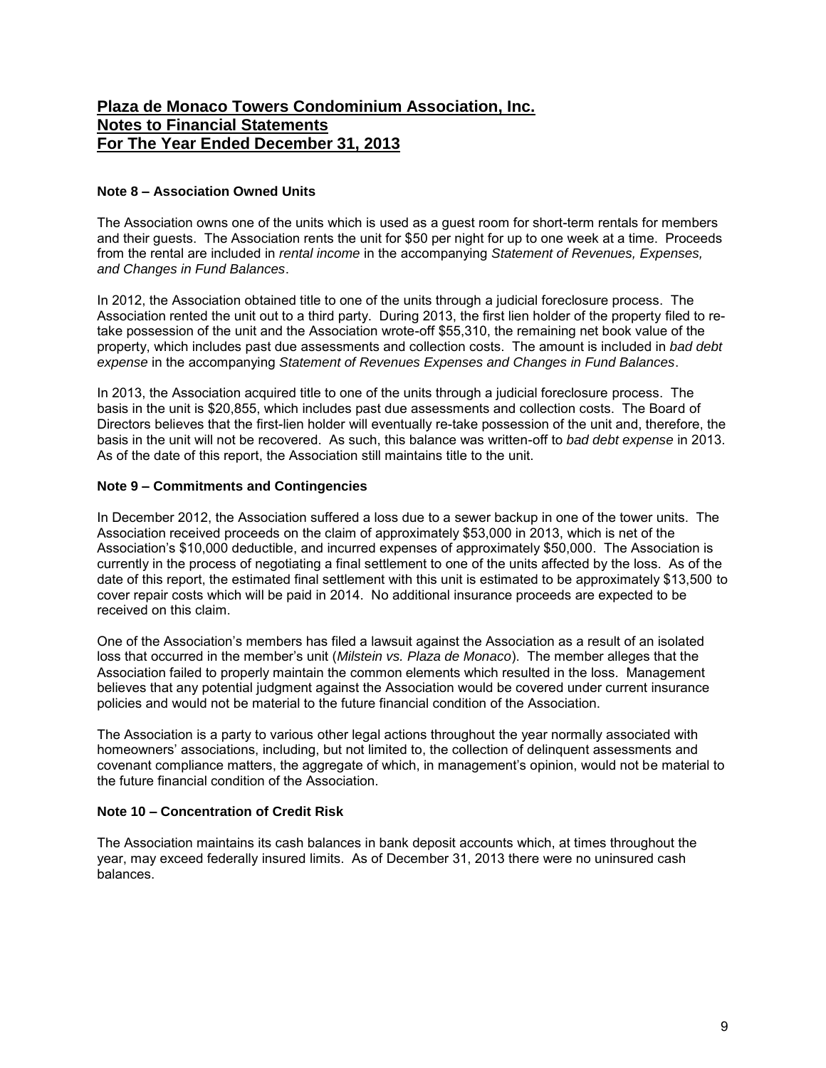# Plaza de Monaco Towers Condominium Association, Inc.
# Notes to Financial Statements
# For The Year Ended December 31, 2013

**Note 8 – Association Owned Units**

The Association owns one of the units which is used as a guest room for short-term rentals for members and their guests. The Association rents the unit for $50 per night for up to one week at a time. Proceeds from the rental are included in *rental income* in the accompanying *Statement of Revenues, Expenses, and Changes in Fund Balances*.

In 2012, the Association obtained title to one of the units through a judicial foreclosure process. The Association rented the unit out to a third party. During 2013, the first lien holder of the property filed to re-take possession of the unit and the Association wrote-off $55,310, the remaining net book value of the property, which includes past due assessments and collection costs. The amount is included in *bad debt expense* in the accompanying *Statement of Revenues Expenses and Changes in Fund Balances*.

In 2013, the Association acquired title to one of the units through a judicial foreclosure process. The basis in the unit is $20,855, which includes past due assessments and collection costs. The Board of Directors believes that the first-lien holder will eventually re-take possession of the unit and, therefore, the basis in the unit will not be recovered. As such, this balance was written-off to *bad debt expense* in 2013. As of the date of this report, the Association still maintains title to the unit.

**Note 9 – Commitments and Contingencies**

In December 2012, the Association suffered a loss due to a sewer backup in one of the tower units. The Association received proceeds on the claim of approximately $53,000 in 2013, which is net of the Association's $10,000 deductible, and incurred expenses of approximately $50,000. The Association is currently in the process of negotiating a final settlement to one of the units affected by the loss. As of the date of this report, the estimated final settlement with this unit is estimated to be approximately $13,500 to cover repair costs which will be paid in 2014. No additional insurance proceeds are expected to be received on this claim.

One of the Association's members has filed a lawsuit against the Association as a result of an isolated loss that occurred in the member's unit (*Milstein vs. Plaza de Monaco*). The member alleges that the Association failed to properly maintain the common elements which resulted in the loss. Management believes that any potential judgment against the Association would be covered under current insurance policies and would not be material to the future financial condition of the Association.

The Association is a party to various other legal actions throughout the year normally associated with homeowners' associations, including, but not limited to, the collection of delinquent assessments and covenant compliance matters, the aggregate of which, in management's opinion, would not be material to the future financial condition of the Association.

**Note 10 – Concentration of Credit Risk**

The Association maintains its cash balances in bank deposit accounts which, at times throughout the year, may exceed federally insured limits. As of December 31, 2013 there were no uninsured cash balances.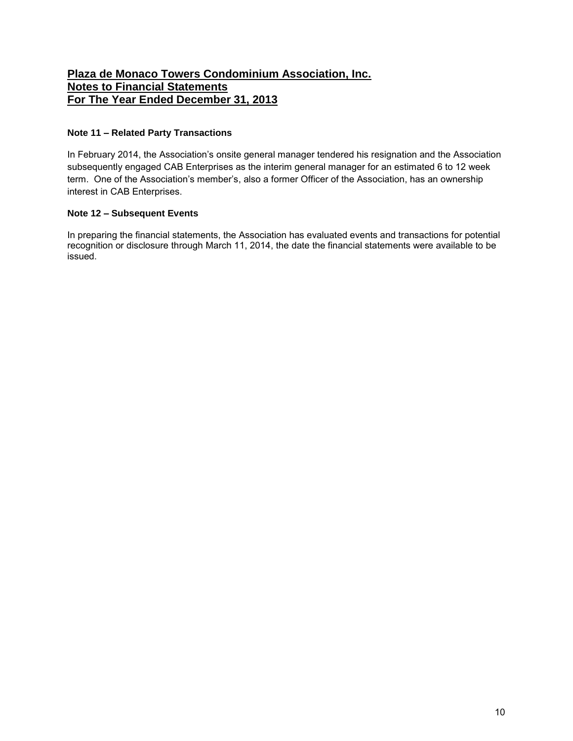# Plaza de Monaco Towers Condominium Association, Inc.
## Notes to Financial Statements
## For The Year Ended December 31, 2013

**Note 11 – Related Party Transactions**

In February 2014, the Association's onsite general manager tendered his resignation and the Association subsequently engaged CAB Enterprises as the interim general manager for an estimated 6 to 12 week term. One of the Association's member's, also a former Officer of the Association, has an ownership interest in CAB Enterprises.

**Note 12 – Subsequent Events**

In preparing the financial statements, the Association has evaluated events and transactions for potential recognition or disclosure through March 11, 2014, the date the financial statements were available to be issued.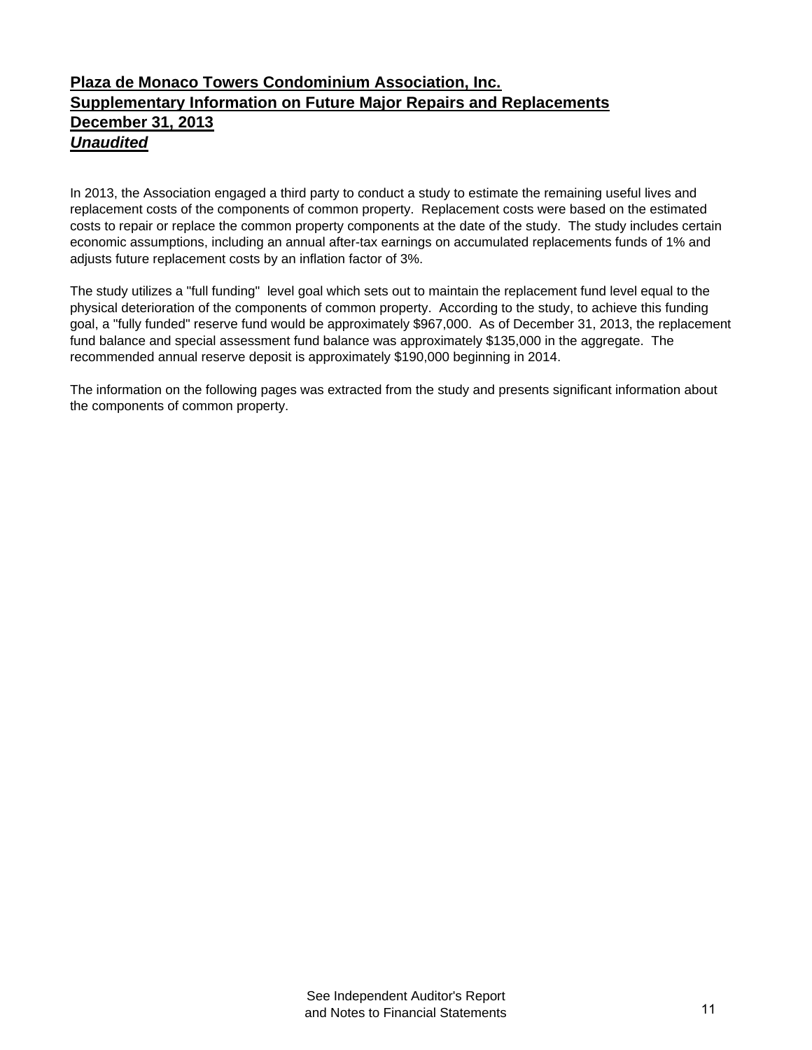# Plaza de Monaco Towers Condominium Association, Inc.
## Supplementary Information on Future Major Repairs and Replacements
## December 31, 2013
## *Unaudited*

In 2013, the Association engaged a third party to conduct a study to estimate the remaining useful lives and replacement costs of the components of common property. Replacement costs were based on the estimated costs to repair or replace the common property components at the date of the study. The study includes certain economic assumptions, including an annual after-tax earnings on accumulated replacements funds of 1% and adjusts future replacement costs by an inflation factor of 3%.

The study utilizes a "full funding" level goal which sets out to maintain the replacement fund level equal to the physical deterioration of the components of common property. According to the study, to achieve this funding goal, a "fully funded" reserve fund would be approximately $967,000. As of December 31, 2013, the replacement fund balance and special assessment fund balance was approximately $135,000 in the aggregate. The recommended annual reserve deposit is approximately $190,000 beginning in 2014.

The information on the following pages was extracted from the study and presents significant information about the components of common property.

See Independent Auditor's Report
and Notes to Financial Statements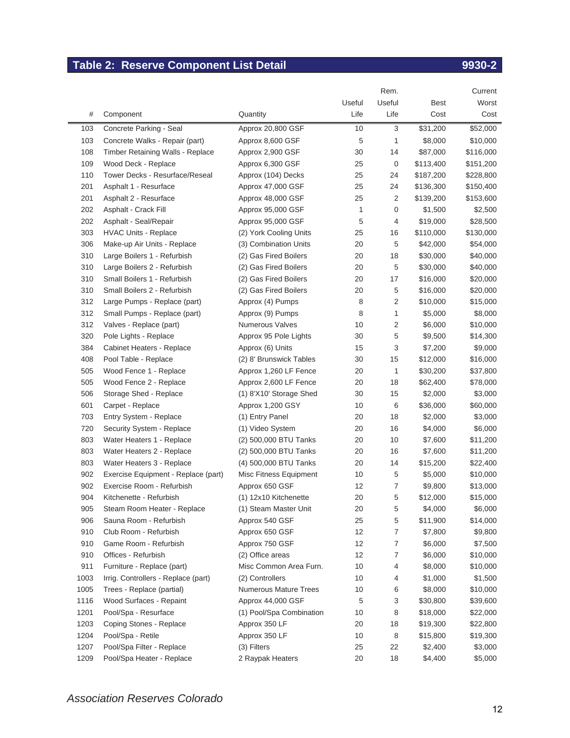## Table 2: Reserve Component List Detail 9930-2

| # | Component | Quantity | Useful Life | Rem. Useful Life | Best Cost | Current Worst Cost |
|---|---|---|---|---|---|---|
| 103 | Concrete Parking - Seal | Approx 20,800 GSF | 10 | 3 | $31,200 | $52,000 |
| 103 | Concrete Walks - Repair (part) | Approx 8,600 GSF | 5 | 1 | $8,000 | $10,000 |
| 108 | Timber Retaining Walls - Replace | Approx 2,900 GSF | 30 | 14 | $87,000 | $116,000 |
| 109 | Wood Deck - Replace | Approx 6,300 GSF | 25 | 0 | $113,400 | $151,200 |
| 110 | Tower Decks - Resurface/Reseal | Approx (104) Decks | 25 | 24 | $187,200 | $228,800 |
| 201 | Asphalt 1 - Resurface | Approx 47,000 GSF | 25 | 24 | $136,300 | $150,400 |
| 201 | Asphalt 2 - Resurface | Approx 48,000 GSF | 25 | 2 | $139,200 | $153,600 |
| 202 | Asphalt - Crack Fill | Approx 95,000 GSF | 1 | 0 | $1,500 | $2,500 |
| 202 | Asphalt - Seal/Repair | Approx 95,000 GSF | 5 | 4 | $19,000 | $28,500 |
| 303 | HVAC Units - Replace | (2) York Cooling Units | 25 | 16 | $110,000 | $130,000 |
| 306 | Make-up Air Units - Replace | (3) Combination Units | 20 | 5 | $42,000 | $54,000 |
| 310 | Large Boilers 1 - Refurbish | (2) Gas Fired Boilers | 20 | 18 | $30,000 | $40,000 |
| 310 | Large Boilers 2 - Refurbish | (2) Gas Fired Boilers | 20 | 5 | $30,000 | $40,000 |
| 310 | Small Boilers 1 - Refurbish | (2) Gas Fired Boilers | 20 | 17 | $16,000 | $20,000 |
| 310 | Small Boilers 2 - Refurbish | (2) Gas Fired Boilers | 20 | 5 | $16,000 | $20,000 |
| 312 | Large Pumps - Replace (part) | Approx (4) Pumps | 8 | 2 | $10,000 | $15,000 |
| 312 | Small Pumps - Replace (part) | Approx (9) Pumps | 8 | 1 | $5,000 | $8,000 |
| 312 | Valves - Replace (part) | Numerous Valves | 10 | 2 | $6,000 | $10,000 |
| 320 | Pole Lights - Replace | Approx 95 Pole Lights | 30 | 5 | $9,500 | $14,300 |
| 384 | Cabinet Heaters - Replace | Approx (6) Units | 15 | 3 | $7,200 | $9,000 |
| 408 | Pool Table - Replace | (2) 8' Brunswick Tables | 30 | 15 | $12,000 | $16,000 |
| 505 | Wood Fence 1 - Replace | Approx 1,260 LF Fence | 20 | 1 | $30,200 | $37,800 |
| 505 | Wood Fence 2 - Replace | Approx 2,600 LF Fence | 20 | 18 | $62,400 | $78,000 |
| 506 | Storage Shed - Replace | (1) 8'X10' Storage Shed | 30 | 15 | $2,000 | $3,000 |
| 601 | Carpet - Replace | Approx 1,200 GSY | 10 | 6 | $36,000 | $60,000 |
| 703 | Entry System - Replace | (1) Entry Panel | 20 | 18 | $2,000 | $3,000 |
| 720 | Security System - Replace | (1) Video System | 20 | 16 | $4,000 | $6,000 |
| 803 | Water Heaters 1 - Replace | (2) 500,000 BTU Tanks | 20 | 10 | $7,600 | $11,200 |
| 803 | Water Heaters 2 - Replace | (2) 500,000 BTU Tanks | 20 | 16 | $7,600 | $11,200 |
| 803 | Water Heaters 3 - Replace | (4) 500,000 BTU Tanks | 20 | 14 | $15,200 | $22,400 |
| 902 | Exercise Equipment - Replace (part) | Misc Fitness Equipment | 10 | 5 | $5,000 | $10,000 |
| 902 | Exercise Room - Refurbish | Approx 650 GSF | 12 | 7 | $9,800 | $13,000 |
| 904 | Kitchenette - Refurbish | (1) 12x10 Kitchenette | 20 | 5 | $12,000 | $15,000 |
| 905 | Steam Room Heater - Replace | (1) Steam Master Unit | 20 | 5 | $4,000 | $6,000 |
| 906 | Sauna Room - Refurbish | Approx 540 GSF | 25 | 5 | $11,900 | $14,000 |
| 910 | Club Room - Refurbish | Approx 650 GSF | 12 | 7 | $7,800 | $9,800 |
| 910 | Game Room - Refurbish | Approx 750 GSF | 12 | 7 | $6,000 | $7,500 |
| 910 | Offices - Refurbish | (2) Office areas | 12 | 7 | $6,000 | $10,000 |
| 911 | Furniture - Replace (part) | Misc Common Area Furn. | 10 | 4 | $8,000 | $10,000 |
| 1003 | Irrig. Controllers - Replace (part) | (2) Controllers | 10 | 4 | $1,000 | $1,500 |
| 1005 | Trees - Replace (partial) | Numerous Mature Trees | 10 | 6 | $8,000 | $10,000 |
| 1116 | Wood Surfaces - Repaint | Approx 44,000 GSF | 5 | 3 | $30,800 | $39,600 |
| 1201 | Pool/Spa - Resurface | (1) Pool/Spa Combination | 10 | 8 | $18,000 | $22,000 |
| 1203 | Coping Stones - Replace | Approx 350 LF | 20 | 18 | $19,300 | $22,800 |
| 1204 | Pool/Spa - Retile | Approx 350 LF | 10 | 8 | $15,800 | $19,300 |
| 1207 | Pool/Spa Filter - Replace | (3) Filters | 25 | 22 | $2,400 | $3,000 |
| 1209 | Pool/Spa Heater - Replace | 2 Raypak Heaters | 20 | 18 | $4,400 | $5,000 |

*Association Reserves Colorado*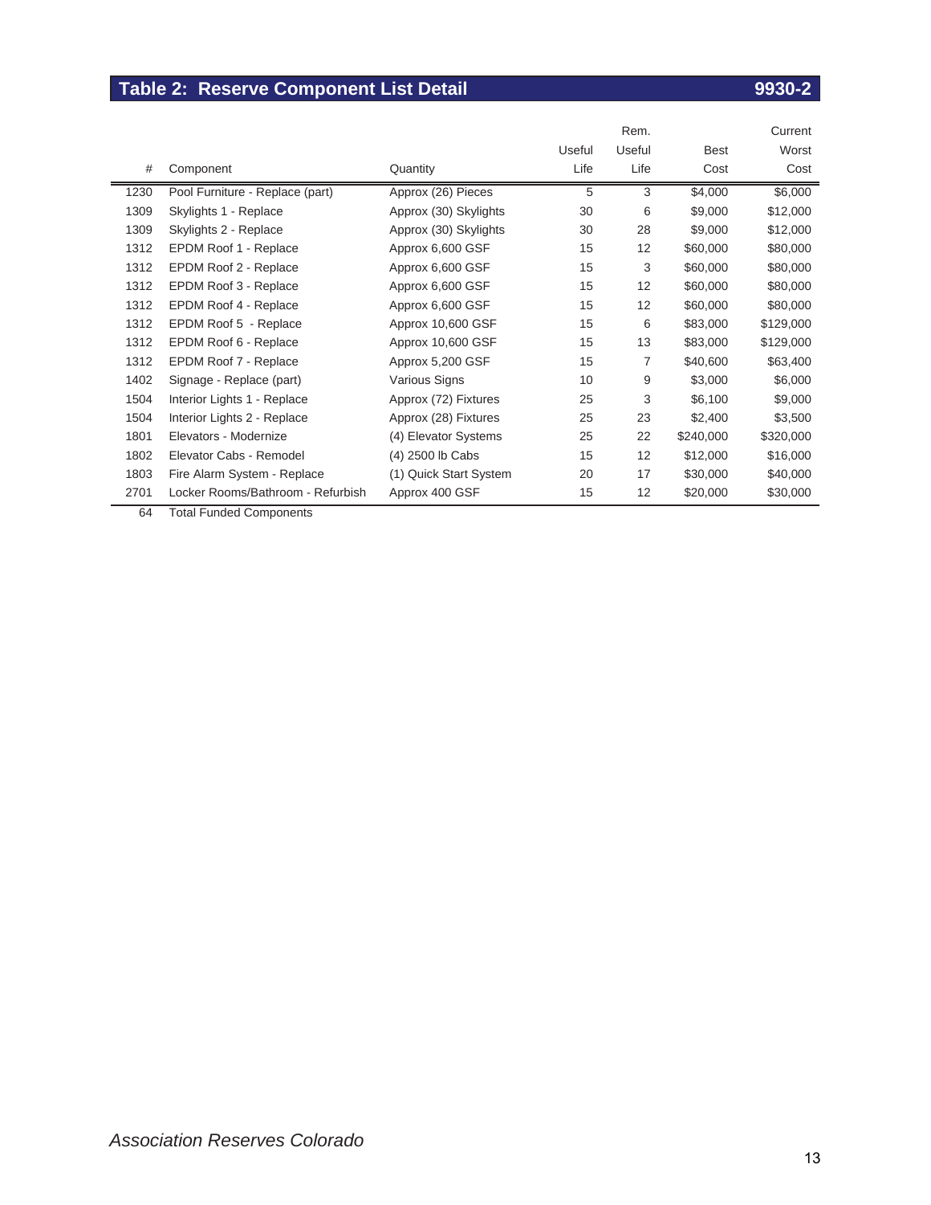## Table 2: Reserve Component List Detail — 9930-2

| # | Component | Quantity | Useful Life | Rem. Useful Life | Best Cost | Current Worst Cost |
|---|---|---|---|---|---|---|
| 1230 | Pool Furniture - Replace (part) | Approx (26) Pieces | 5 | 3 | $4,000 | $6,000 |
| 1309 | Skylights 1 - Replace | Approx (30) Skylights | 30 | 6 | $9,000 | $12,000 |
| 1309 | Skylights 2 - Replace | Approx (30) Skylights | 30 | 28 | $9,000 | $12,000 |
| 1312 | EPDM Roof 1 - Replace | Approx 6,600 GSF | 15 | 12 | $60,000 | $80,000 |
| 1312 | EPDM Roof 2 - Replace | Approx 6,600 GSF | 15 | 3 | $60,000 | $80,000 |
| 1312 | EPDM Roof 3 - Replace | Approx 6,600 GSF | 15 | 12 | $60,000 | $80,000 |
| 1312 | EPDM Roof 4 - Replace | Approx 6,600 GSF | 15 | 12 | $60,000 | $80,000 |
| 1312 | EPDM Roof 5 - Replace | Approx 10,600 GSF | 15 | 6 | $83,000 | $129,000 |
| 1312 | EPDM Roof 6 - Replace | Approx 10,600 GSF | 15 | 13 | $83,000 | $129,000 |
| 1312 | EPDM Roof 7 - Replace | Approx 5,200 GSF | 15 | 7 | $40,600 | $63,400 |
| 1402 | Signage - Replace (part) | Various Signs | 10 | 9 | $3,000 | $6,000 |
| 1504 | Interior Lights 1 - Replace | Approx (72) Fixtures | 25 | 3 | $6,100 | $9,000 |
| 1504 | Interior Lights 2 - Replace | Approx (28) Fixtures | 25 | 23 | $2,400 | $3,500 |
| 1801 | Elevators - Modernize | (4) Elevator Systems | 25 | 22 | $240,000 | $320,000 |
| 1802 | Elevator Cabs - Remodel | (4) 2500 lb Cabs | 15 | 12 | $12,000 | $16,000 |
| 1803 | Fire Alarm System - Replace | (1) Quick Start System | 20 | 17 | $30,000 | $40,000 |
| 2701 | Locker Rooms/Bathroom - Refurbish | Approx 400 GSF | 15 | 12 | $20,000 | $30,000 |
| 64 | Total Funded Components | | | | | |

*Association Reserves Colorado*